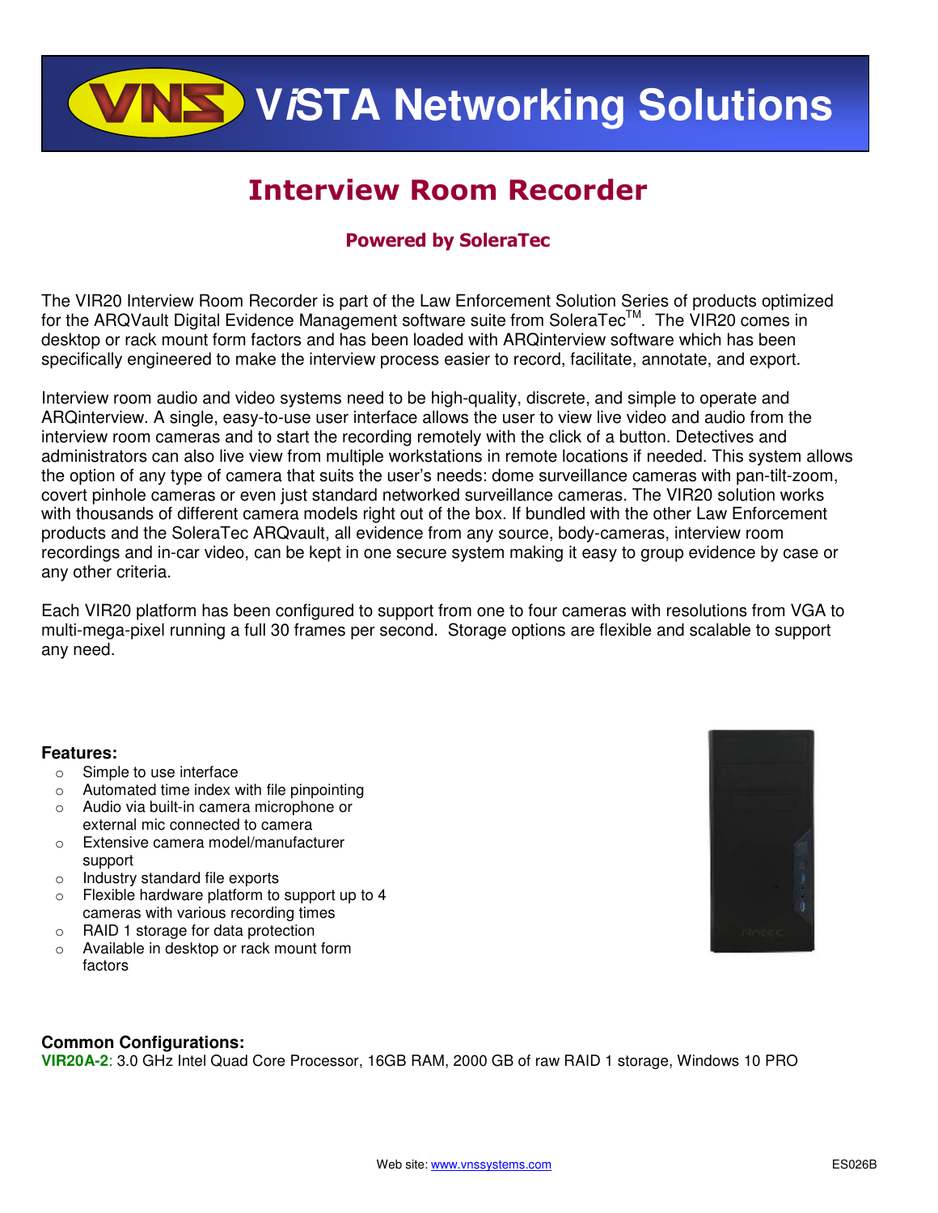# ViSTA Networking Solutions

## Interview Room Recorder

### Powered by SoleraTec

The VIR20 Interview Room Recorder is part of the Law Enforcement Solution Series of products optimized for the ARQVault Digital Evidence Management software suite from SoleraTec™. The VIR20 comes in desktop or rack mount form factors and has been loaded with ARQinterview software which has been specifically engineered to make the interview process easier to record, facilitate, annotate, and export.

Interview room audio and video systems need to be high-quality, discrete, and simple to operate and ARQinterview. A single, easy-to-use user interface allows the user to view live video and audio from the interview room cameras and to start the recording remotely with the click of a button. Detectives and administrators can also live view from multiple workstations in remote locations if needed. This system allows the option of any type of camera that suits the user's needs: dome surveillance cameras with pan-tilt-zoom, covert pinhole cameras or even just standard networked surveillance cameras. The VIR20 solution works with thousands of different camera models right out of the box. If bundled with the other Law Enforcement products and the SoleraTec ARQvault, all evidence from any source, body-cameras, interview room recordings and in-car video, can be kept in one secure system making it easy to group evidence by case or any other criteria.

Each VIR20 platform has been configured to support from one to four cameras with resolutions from VGA to multi-mega-pixel running a full 30 frames per second. Storage options are flexible and scalable to support any need.

**Features:**

- Simple to use interface
- Automated time index with file pinpointing
- Audio via built-in camera microphone or external mic connected to camera
- Extensive camera model/manufacturer support
- Industry standard file exports
- Flexible hardware platform to support up to 4 cameras with various recording times
- RAID 1 storage for data protection
- Available in desktop or rack mount form factors

**Common Configurations:**

**VIR20A-2**: 3.0 GHz Intel Quad Core Processor, 16GB RAM, 2000 GB of raw RAID 1 storage, Windows 10 PRO

Web site: www.vnssystems.com

ES026B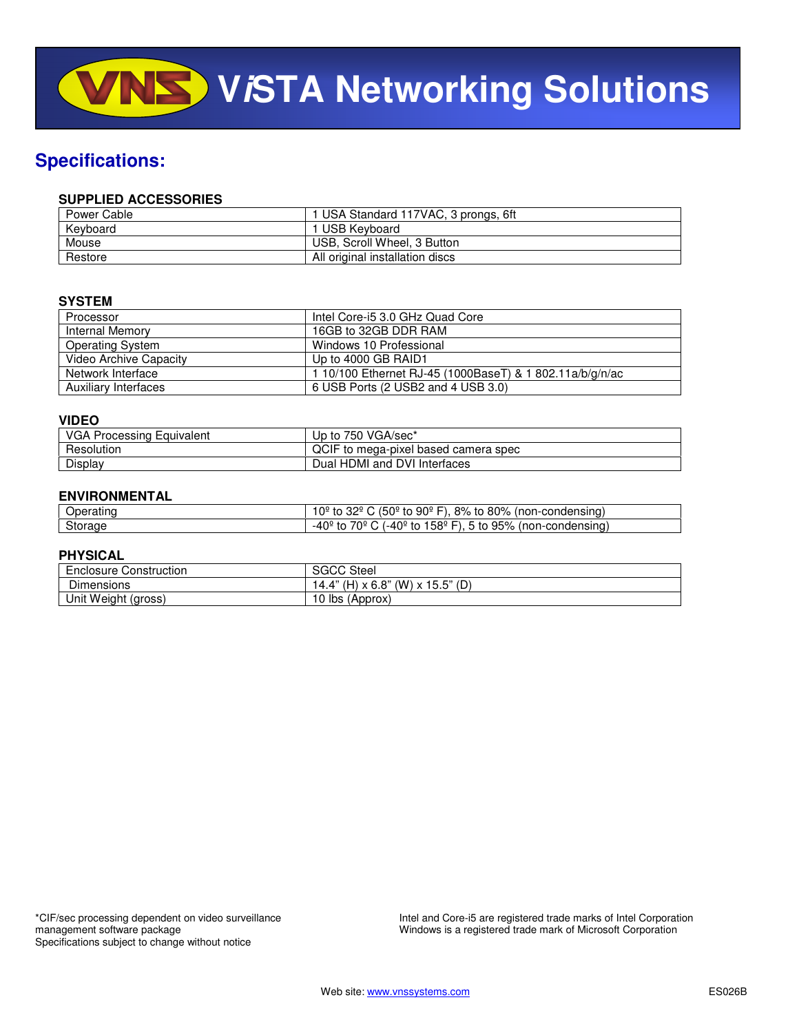# ViSTA Networking Solutions

## Specifications:

### SUPPLIED ACCESSORIES

| | |
|---|---|
| Power Cable | 1 USA Standard 117VAC, 3 prongs, 6ft |
| Keyboard | 1 USB Keyboard |
| Mouse | USB, Scroll Wheel, 3 Button |
| Restore | All original installation discs |

### SYSTEM

| | |
|---|---|
| Processor | Intel Core-i5 3.0 GHz Quad Core |
| Internal Memory | 16GB to 32GB DDR RAM |
| Operating System | Windows 10 Professional |
| Video Archive Capacity | Up to 4000 GB RAID1 |
| Network Interface | 1 10/100 Ethernet RJ-45 (1000BaseT) & 1 802.11a/b/g/n/ac |
| Auxiliary Interfaces | 6 USB Ports (2 USB2 and 4 USB 3.0) |

### VIDEO

| | |
|---|---|
| VGA Processing Equivalent | Up to 750 VGA/sec* |
| Resolution | QCIF to mega-pixel based camera spec |
| Display | Dual HDMI and DVI Interfaces |

### ENVIRONMENTAL

| | |
|---|---|
| Operating | 10º to 32º C (50º to 90º F), 8% to 80% (non-condensing) |
| Storage | -40º to 70º C (-40º to 158º F), 5 to 95% (non-condensing) |

### PHYSICAL

| | |
|---|---|
| Enclosure Construction | SGCC Steel |
| Dimensions | 14.4" (H) x 6.8" (W) x 15.5" (D) |
| Unit Weight (gross) | 10 lbs (Approx) |

*CIF/sec processing dependent on video surveillance management software package
Specifications subject to change without notice

Intel and Core-i5 are registered trade marks of Intel Corporation
Windows is a registered trade mark of Microsoft Corporation

Web site: www.vnssystems.com

ES026B